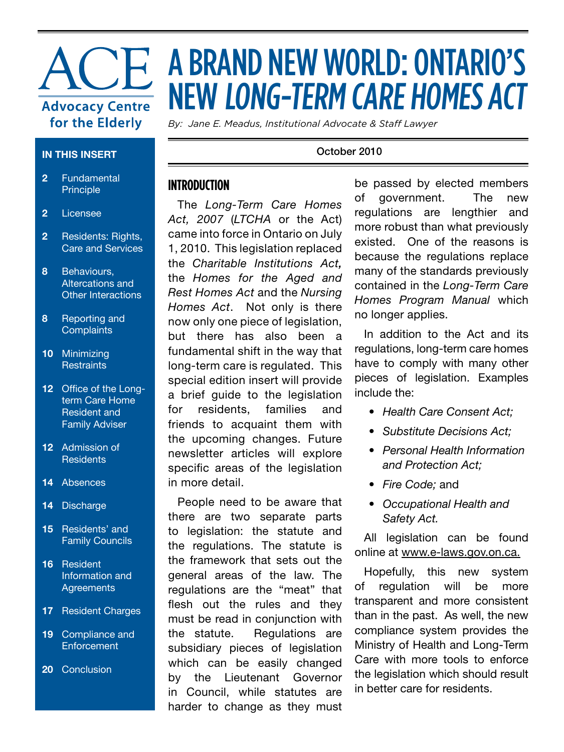ACE

Advocacy Centre for the Elderly

# A BRAND NEW WORLD: ONTARIO'S NEW *LONG-TERM CARE HOMES ACT*

*By: Jane E. Meadus, Institutional Advocate & Staff Lawyer*

October 2010

**IN THIS INSERT**

- 2 Fundamental Principle
- 2 Licensee
- 2 Residents: Rights, Care and Services
- 8 Behaviours, Altercations and Other Interactions
- 8 Reporting and Complaints
- 10 Minimizing Restraints
- 12 Office of the Long-term Care Home Resident and Family Adviser
- 12 Admission of Residents
- 14 Absences
- 14 Discharge
- 15 Residents' and Family Councils
- 16 Resident Information and Agreements
- 17 Resident Charges
- 19 Compliance and Enforcement
- 20 Conclusion

## INTRODUCTION

The *Long-Term Care Homes Act, 2007* (*LTCHA* or the Act) came into force in Ontario on July 1, 2010. This legislation replaced the *Charitable Institutions Act,* the *Homes for the Aged and Rest Homes Act* and the *Nursing Homes Act*. Not only is there now only one piece of legislation, but there has also been a fundamental shift in the way that long-term care is regulated. This special edition insert will provide a brief guide to the legislation for residents, families and friends to acquaint them with the upcoming changes. Future newsletter articles will explore specific areas of the legislation in more detail.

People need to be aware that there are two separate parts to legislation: the statute and the regulations. The statute is the framework that sets out the general areas of the law. The regulations are the "meat" that flesh out the rules and they must be read in conjunction with the statute. Regulations are subsidiary pieces of legislation which can be easily changed by the Lieutenant Governor in Council, while statutes are harder to change as they must be passed by elected members of government. The new regulations are lengthier and more robust than what previously existed. One of the reasons is because the regulations replace many of the standards previously contained in the *Long-Term Care Homes Program Manual* which no longer applies.

In addition to the Act and its regulations, long-term care homes have to comply with many other pieces of legislation. Examples include the:

- *Health Care Consent Act;*
- *Substitute Decisions Act;*
- *Personal Health Information and Protection Act;*
- *Fire Code;* and
- *Occupational Health and Safety Act.*

All legislation can be found online at www.e-laws.gov.on.ca.

Hopefully, this new system of regulation will be more transparent and more consistent than in the past. As well, the new compliance system provides the Ministry of Health and Long-Term Care with more tools to enforce the legislation which should result in better care for residents.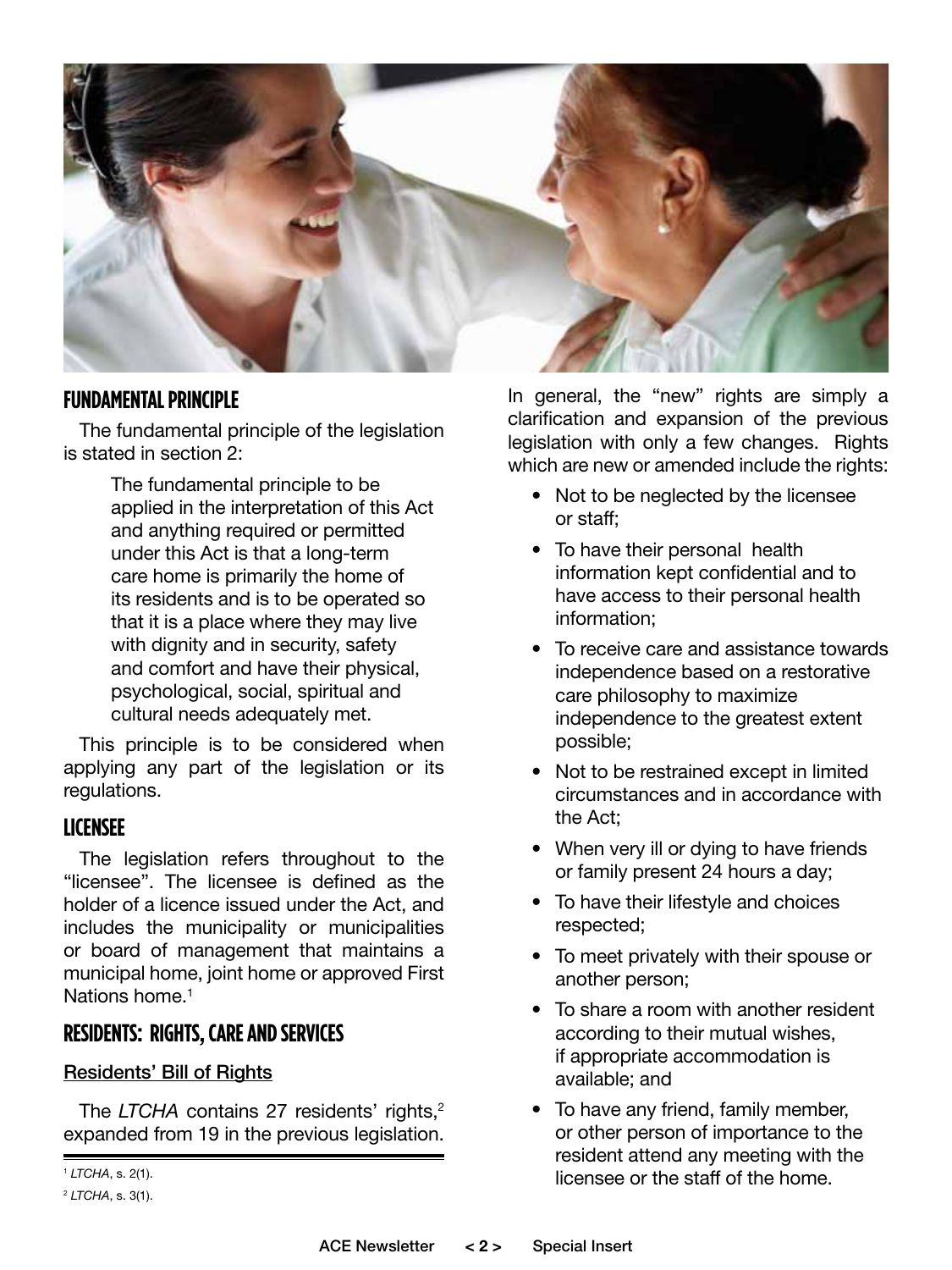## FUNDAMENTAL PRINCIPLE

The fundamental principle of the legislation is stated in section 2:

> The fundamental principle to be applied in the interpretation of this Act and anything required or permitted under this Act is that a long-term care home is primarily the home of its residents and is to be operated so that it is a place where they may live with dignity and in security, safety and comfort and have their physical, psychological, social, spiritual and cultural needs adequately met.

This principle is to be considered when applying any part of the legislation or its regulations.

## LICENSEE

The legislation refers throughout to the "licensee". The licensee is defined as the holder of a licence issued under the Act, and includes the municipality or municipalities or board of management that maintains a municipal home, joint home or approved First Nations home.[1]

## RESIDENTS: RIGHTS, CARE AND SERVICES

### Residents' Bill of Rights

The *LTCHA* contains 27 residents' rights,[2] expanded from 19 in the previous legislation.

In general, the "new" rights are simply a clarification and expansion of the previous legislation with only a few changes. Rights which are new or amended include the rights:

- Not to be neglected by the licensee or staff;
- To have their personal health information kept confidential and to have access to their personal health information;
- To receive care and assistance towards independence based on a restorative care philosophy to maximize independence to the greatest extent possible;
- Not to be restrained except in limited circumstances and in accordance with the Act;
- When very ill or dying to have friends or family present 24 hours a day;
- To have their lifestyle and choices respected;
- To meet privately with their spouse or another person;
- To share a room with another resident according to their mutual wishes, if appropriate accommodation is available; and
- To have any friend, family member, or other person of importance to the resident attend any meeting with the licensee or the staff of the home.

---

[1] *LTCHA*, s. 2(1).

[2] *LTCHA*, s. 3(1).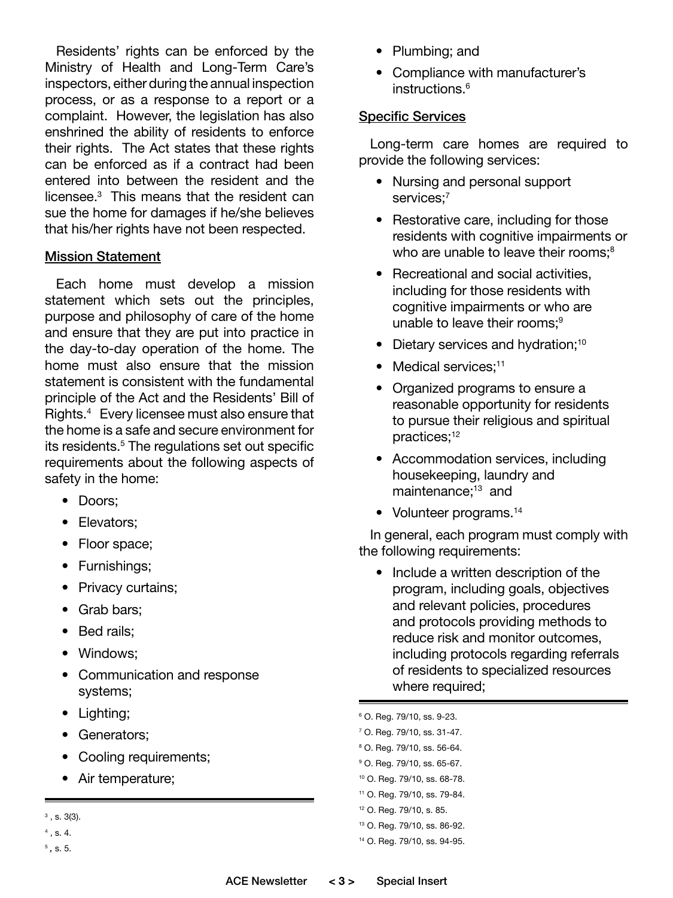Residents' rights can be enforced by the Ministry of Health and Long-Term Care's inspectors, either during the annual inspection process, or as a response to a report or a complaint. However, the legislation has also enshrined the ability of residents to enforce their rights. The Act states that these rights can be enforced as if a contract had been entered into between the resident and the licensee.[3] This means that the resident can sue the home for damages if he/she believes that his/her rights have not been respected.

## Mission Statement

Each home must develop a mission statement which sets out the principles, purpose and philosophy of care of the home and ensure that they are put into practice in the day-to-day operation of the home. The home must also ensure that the mission statement is consistent with the fundamental principle of the Act and the Residents' Bill of Rights.[4] Every licensee must also ensure that the home is a safe and secure environment for its residents.[5] The regulations set out specific requirements about the following aspects of safety in the home:

- Doors;
- Elevators;
- Floor space;
- Furnishings;
- Privacy curtains;
- Grab bars;
- Bed rails;
- Windows;
- Communication and response systems;
- Lighting;
- Generators;
- Cooling requirements;
- Air temperature;
- Plumbing; and
- Compliance with manufacturer's instructions.[6]

## Specific Services

Long-term care homes are required to provide the following services:

- Nursing and personal support services;[7]
- Restorative care, including for those residents with cognitive impairments or who are unable to leave their rooms;[8]
- Recreational and social activities, including for those residents with cognitive impairments or who are unable to leave their rooms;[9]
- Dietary services and hydration;[10]
- Medical services;[11]
- Organized programs to ensure a reasonable opportunity for residents to pursue their religious and spiritual practices;[12]
- Accommodation services, including housekeeping, laundry and maintenance;[13] and
- Volunteer programs.[14]

In general, each program must comply with the following requirements:

- Include a written description of the program, including goals, objectives and relevant policies, procedures and protocols providing methods to reduce risk and monitor outcomes, including protocols regarding referrals of residents to specialized resources where required;

---

[3] , s. 3(3).

[4] , s. 4.

[5] , s. 5.

[6] O. Reg. 79/10, ss. 9-23.

[7] O. Reg. 79/10, ss. 31-47.

[8] O. Reg. 79/10, ss. 56-64.

[9] O. Reg. 79/10, ss. 65-67.

[10] O. Reg. 79/10, ss. 68-78.

[11] O. Reg. 79/10, ss. 79-84.

[12] O. Reg. 79/10, s. 85.

[13] O. Reg. 79/10, ss. 86-92.

[14] O. Reg. 79/10, ss. 94-95.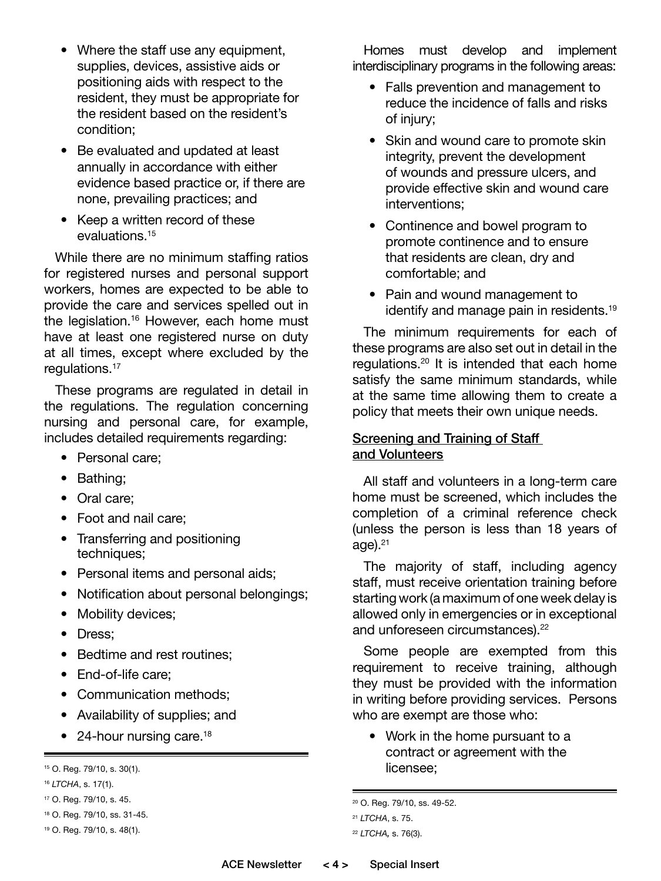- Where the staff use any equipment, supplies, devices, assistive aids or positioning aids with respect to the resident, they must be appropriate for the resident based on the resident's condition;
- Be evaluated and updated at least annually in accordance with either evidence based practice or, if there are none, prevailing practices; and
- Keep a written record of these evaluations.[15]

While there are no minimum staffing ratios for registered nurses and personal support workers, homes are expected to be able to provide the care and services spelled out in the legislation.[16] However, each home must have at least one registered nurse on duty at all times, except where excluded by the regulations.[17]

These programs are regulated in detail in the regulations. The regulation concerning nursing and personal care, for example, includes detailed requirements regarding:

- Personal care;
- Bathing;
- Oral care;
- Foot and nail care;
- Transferring and positioning techniques;
- Personal items and personal aids;
- Notification about personal belongings;
- Mobility devices;
- Dress;
- Bedtime and rest routines;
- End-of-life care;
- Communication methods;
- Availability of supplies; and
- 24-hour nursing care.[18]

Homes must develop and implement interdisciplinary programs in the following areas:

- Falls prevention and management to reduce the incidence of falls and risks of injury;
- Skin and wound care to promote skin integrity, prevent the development of wounds and pressure ulcers, and provide effective skin and wound care interventions;
- Continence and bowel program to promote continence and to ensure that residents are clean, dry and comfortable; and
- Pain and wound management to identify and manage pain in residents.[19]

The minimum requirements for each of these programs are also set out in detail in the regulations.[20] It is intended that each home satisfy the same minimum standards, while at the same time allowing them to create a policy that meets their own unique needs.

## Screening and Training of Staff and Volunteers

All staff and volunteers in a long-term care home must be screened, which includes the completion of a criminal reference check (unless the person is less than 18 years of age).[21]

The majority of staff, including agency staff, must receive orientation training before starting work (a maximum of one week delay is allowed only in emergencies or in exceptional and unforeseen circumstances).[22]

Some people are exempted from this requirement to receive training, although they must be provided with the information in writing before providing services. Persons who are exempt are those who:

- Work in the home pursuant to a contract or agreement with the licensee;

---

[15] O. Reg. 79/10, s. 30(1).

[16] *LTCHA*, s. 17(1).

[17] O. Reg. 79/10, s. 45.

[18] O. Reg. 79/10, ss. 31-45.

[19] O. Reg. 79/10, s. 48(1).

[20] O. Reg. 79/10, ss. 49-52.

[21] *LTCHA*, s. 75.

[22] *LTCHA*, s. 76(3).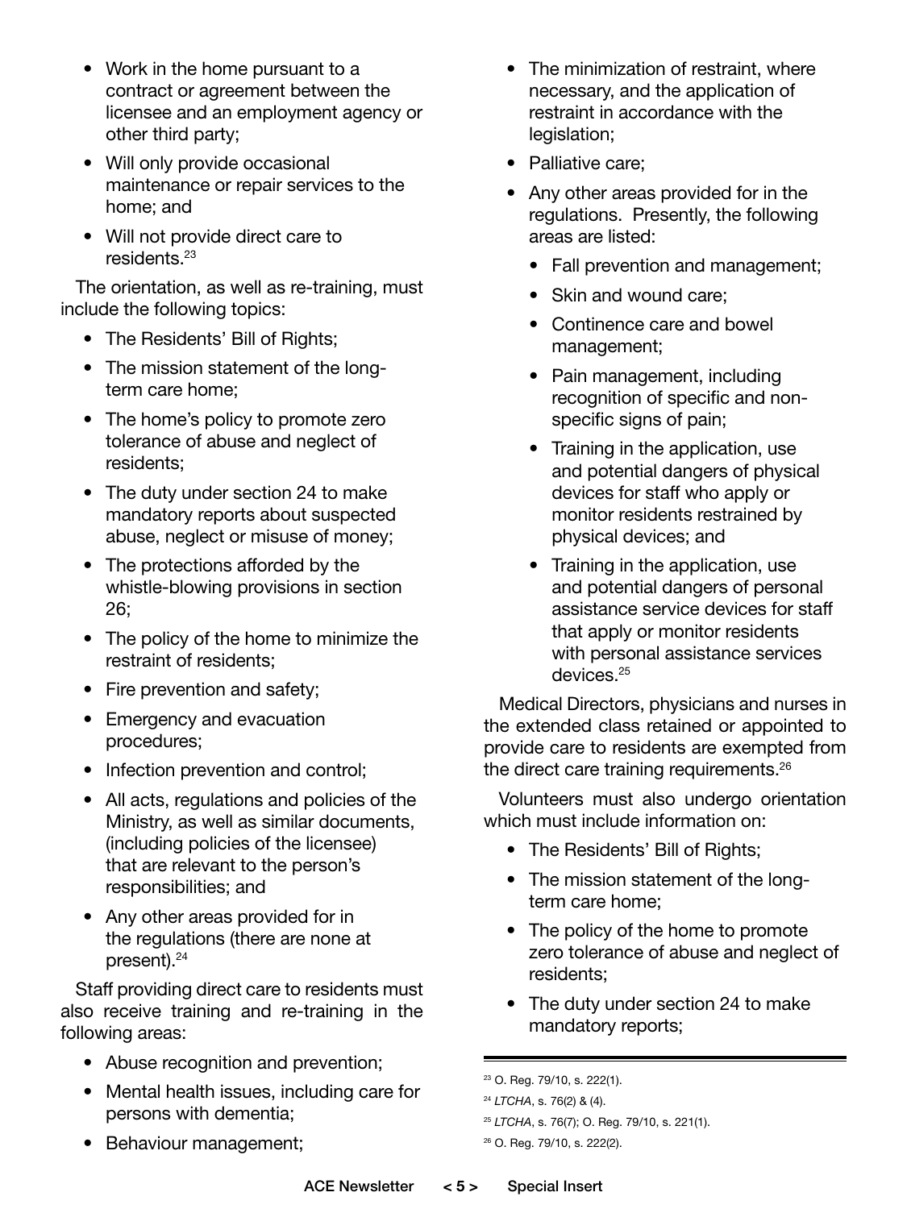- Work in the home pursuant to a contract or agreement between the licensee and an employment agency or other third party;
- Will only provide occasional maintenance or repair services to the home; and
- Will not provide direct care to residents.[23]

The orientation, as well as re-training, must include the following topics:

- The Residents' Bill of Rights;
- The mission statement of the long-term care home;
- The home's policy to promote zero tolerance of abuse and neglect of residents;
- The duty under section 24 to make mandatory reports about suspected abuse, neglect or misuse of money;
- The protections afforded by the whistle-blowing provisions in section 26;
- The policy of the home to minimize the restraint of residents;
- Fire prevention and safety;
- Emergency and evacuation procedures;
- Infection prevention and control;
- All acts, regulations and policies of the Ministry, as well as similar documents, (including policies of the licensee) that are relevant to the person's responsibilities; and
- Any other areas provided for in the regulations (there are none at present).[24]

Staff providing direct care to residents must also receive training and re-training in the following areas:

- Abuse recognition and prevention;
- Mental health issues, including care for persons with dementia;
- Behaviour management;
- The minimization of restraint, where necessary, and the application of restraint in accordance with the legislation;
- Palliative care;
- Any other areas provided for in the regulations. Presently, the following areas are listed:
  - Fall prevention and management;
  - Skin and wound care;
  - Continence care and bowel management;
  - Pain management, including recognition of specific and non-specific signs of pain;
  - Training in the application, use and potential dangers of physical devices for staff who apply or monitor residents restrained by physical devices; and
  - Training in the application, use and potential dangers of personal assistance service devices for staff that apply or monitor residents with personal assistance services devices.[25]

Medical Directors, physicians and nurses in the extended class retained or appointed to provide care to residents are exempted from the direct care training requirements.[26]

Volunteers must also undergo orientation which must include information on:

- The Residents' Bill of Rights;
- The mission statement of the long-term care home;
- The policy of the home to promote zero tolerance of abuse and neglect of residents;
- The duty under section 24 to make mandatory reports;

---

[23] O. Reg. 79/10, s. 222(1).

[24] *LTCHA*, s. 76(2) & (4).

[25] *LTCHA*, s. 76(7); O. Reg. 79/10, s. 221(1).

[26] O. Reg. 79/10, s. 222(2).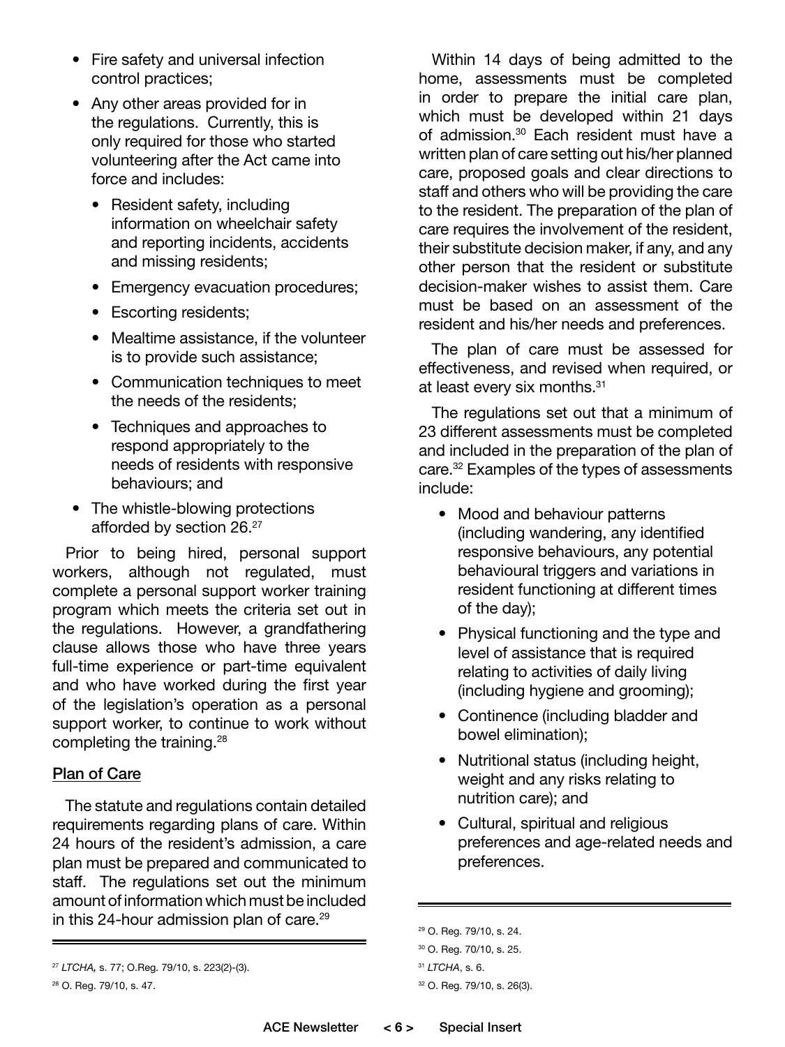- Fire safety and universal infection control practices;
- Any other areas provided for in the regulations. Currently, this is only required for those who started volunteering after the Act came into force and includes:
  - Resident safety, including information on wheelchair safety and reporting incidents, accidents and missing residents;
  - Emergency evacuation procedures;
  - Escorting residents;
  - Mealtime assistance, if the volunteer is to provide such assistance;
  - Communication techniques to meet the needs of the residents;
  - Techniques and approaches to respond appropriately to the needs of residents with responsive behaviours; and
- The whistle-blowing protections afforded by section 26.[27]

Prior to being hired, personal support workers, although not regulated, must complete a personal support worker training program which meets the criteria set out in the regulations. However, a grandfathering clause allows those who have three years full-time experience or part-time equivalent and who have worked during the first year of the legislation's operation as a personal support worker, to continue to work without completing the training.[28]

## Plan of Care

The statute and regulations contain detailed requirements regarding plans of care. Within 24 hours of the resident's admission, a care plan must be prepared and communicated to staff. The regulations set out the minimum amount of information which must be included in this 24-hour admission plan of care.[29]

Within 14 days of being admitted to the home, assessments must be completed in order to prepare the initial care plan, which must be developed within 21 days of admission.[30] Each resident must have a written plan of care setting out his/her planned care, proposed goals and clear directions to staff and others who will be providing the care to the resident. The preparation of the plan of care requires the involvement of the resident, their substitute decision maker, if any, and any other person that the resident or substitute decision-maker wishes to assist them. Care must be based on an assessment of the resident and his/her needs and preferences.

The plan of care must be assessed for effectiveness, and revised when required, or at least every six months.[31]

The regulations set out that a minimum of 23 different assessments must be completed and included in the preparation of the plan of care.[32] Examples of the types of assessments include:

- Mood and behaviour patterns (including wandering, any identified responsive behaviours, any potential behavioural triggers and variations in resident functioning at different times of the day);
- Physical functioning and the type and level of assistance that is required relating to activities of daily living (including hygiene and grooming);
- Continence (including bladder and bowel elimination);
- Nutritional status (including height, weight and any risks relating to nutrition care); and
- Cultural, spiritual and religious preferences and age-related needs and preferences.

---

[27] *LTCHA,* s. 77; O.Reg. 79/10, s. 223(2)-(3).

[28] O. Reg. 79/10, s. 47.

[29] O. Reg. 79/10, s. 24.

[30] O. Reg. 70/10, s. 25.

[31] *LTCHA*, s. 6.

[32] O. Reg. 79/10, s. 26(3).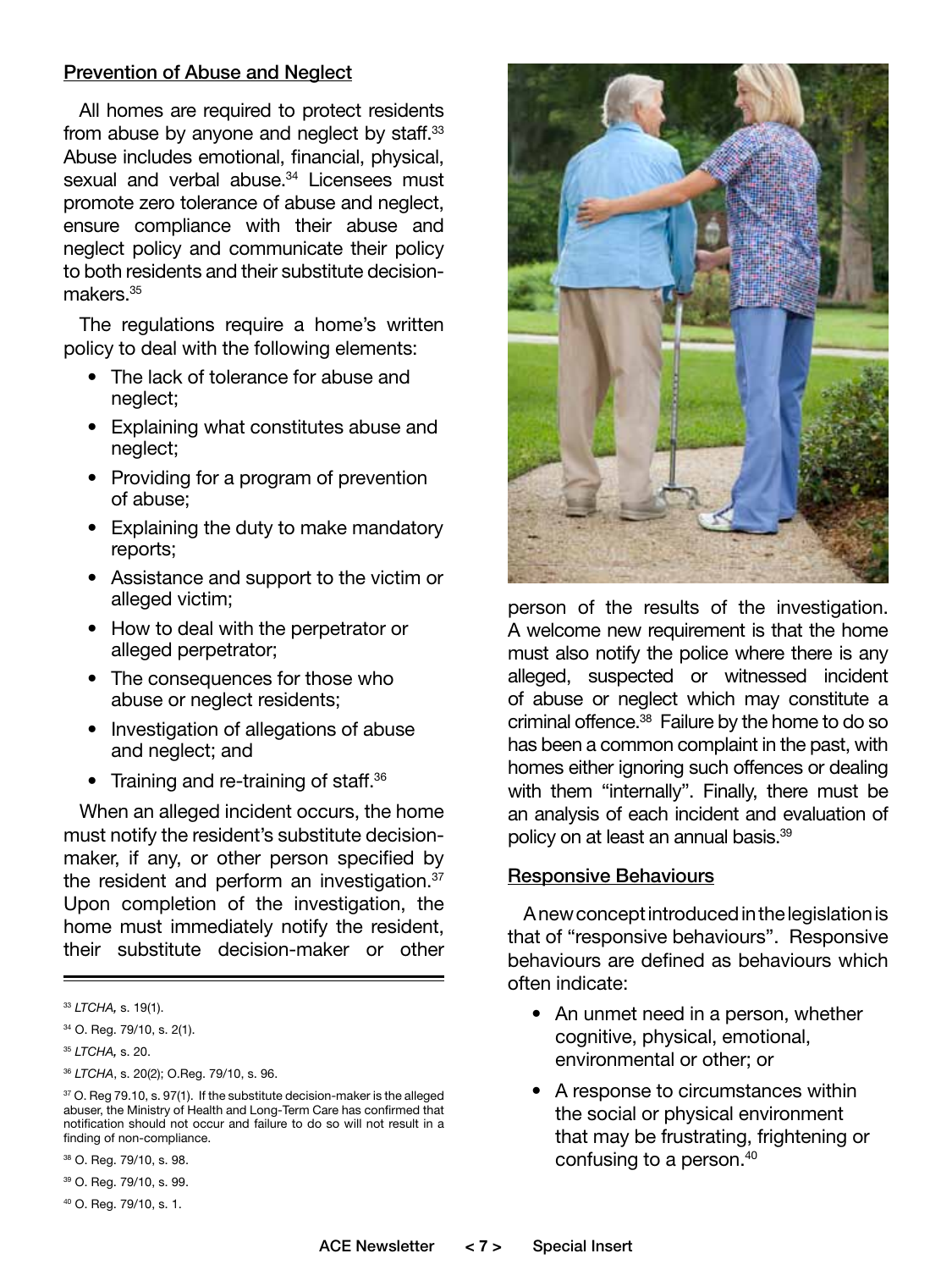## Prevention of Abuse and Neglect

All homes are required to protect residents from abuse by anyone and neglect by staff.[33] Abuse includes emotional, financial, physical, sexual and verbal abuse.[34] Licensees must promote zero tolerance of abuse and neglect, ensure compliance with their abuse and neglect policy and communicate their policy to both residents and their substitute decision-makers.[35]

The regulations require a home's written policy to deal with the following elements:

- The lack of tolerance for abuse and neglect;
- Explaining what constitutes abuse and neglect;
- Providing for a program of prevention of abuse;
- Explaining the duty to make mandatory reports;
- Assistance and support to the victim or alleged victim;
- How to deal with the perpetrator or alleged perpetrator;
- The consequences for those who abuse or neglect residents;
- Investigation of allegations of abuse and neglect; and
- Training and re-training of staff.[36]

When an alleged incident occurs, the home must notify the resident's substitute decision-maker, if any, or other person specified by the resident and perform an investigation.[37] Upon completion of the investigation, the home must immediately notify the resident, their substitute decision-maker or other person of the results of the investigation. A welcome new requirement is that the home must also notify the police where there is any alleged, suspected or witnessed incident of abuse or neglect which may constitute a criminal offence.[38] Failure by the home to do so has been a common complaint in the past, with homes either ignoring such offences or dealing with them "internally". Finally, there must be an analysis of each incident and evaluation of policy on at least an annual basis.[39]

## Responsive Behaviours

A new concept introduced in the legislation is that of "responsive behaviours". Responsive behaviours are defined as behaviours which often indicate:

- An unmet need in a person, whether cognitive, physical, emotional, environmental or other; or
- A response to circumstances within the social or physical environment that may be frustrating, frightening or confusing to a person.[40]

---

[33] *LTCHA,* s. 19(1).

[34] O. Reg. 79/10, s. 2(1).

[35] *LTCHA,* s. 20.

[36] *LTCHA*, s. 20(2); O.Reg. 79/10, s. 96.

[37] O. Reg 79.10, s. 97(1). If the substitute decision-maker is the alleged abuser, the Ministry of Health and Long-Term Care has confirmed that notification should not occur and failure to do so will not result in a finding of non-compliance.

[38] O. Reg. 79/10, s. 98.

[39] O. Reg. 79/10, s. 99.

[40] O. Reg. 79/10, s. 1.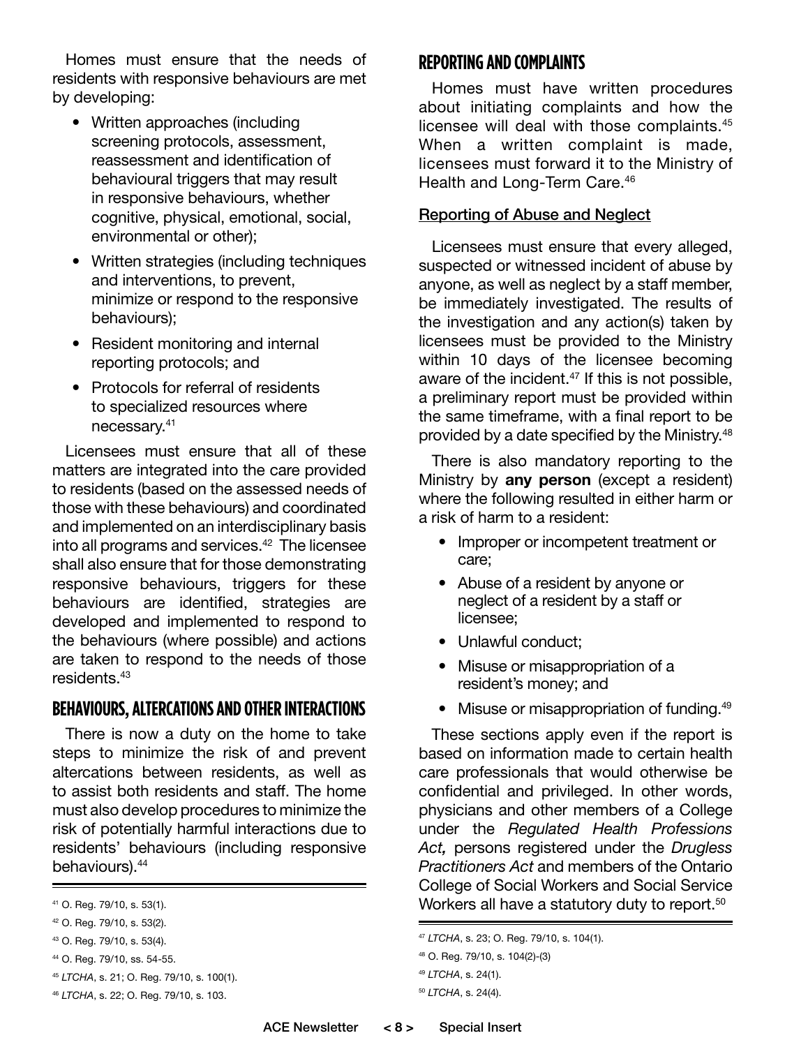Homes must ensure that the needs of residents with responsive behaviours are met by developing:

- Written approaches (including screening protocols, assessment, reassessment and identification of behavioural triggers that may result in responsive behaviours, whether cognitive, physical, emotional, social, environmental or other);
- Written strategies (including techniques and interventions, to prevent, minimize or respond to the responsive behaviours);
- Resident monitoring and internal reporting protocols; and
- Protocols for referral of residents to specialized resources where necessary.[41]

Licensees must ensure that all of these matters are integrated into the care provided to residents (based on the assessed needs of those with these behaviours) and coordinated and implemented on an interdisciplinary basis into all programs and services.[42] The licensee shall also ensure that for those demonstrating responsive behaviours, triggers for these behaviours are identified, strategies are developed and implemented to respond to the behaviours (where possible) and actions are taken to respond to the needs of those residents.[43]

## BEHAVIOURS, ALTERCATIONS AND OTHER INTERACTIONS

There is now a duty on the home to take steps to minimize the risk of and prevent altercations between residents, as well as to assist both residents and staff. The home must also develop procedures to minimize the risk of potentially harmful interactions due to residents' behaviours (including responsive behaviours).[44]

[41] O. Reg. 79/10, s. 53(1).

[42] O. Reg. 79/10, s. 53(2).

[43] O. Reg. 79/10, s. 53(4).

[44] O. Reg. 79/10, ss. 54-55.

[45] *LTCHA*, s. 21; O. Reg. 79/10, s. 100(1).

[46] *LTCHA*, s. 22; O. Reg. 79/10, s. 103.

## REPORTING AND COMPLAINTS

Homes must have written procedures about initiating complaints and how the licensee will deal with those complaints.[45] When a written complaint is made, licensees must forward it to the Ministry of Health and Long-Term Care.[46]

### Reporting of Abuse and Neglect

Licensees must ensure that every alleged, suspected or witnessed incident of abuse by anyone, as well as neglect by a staff member, be immediately investigated. The results of the investigation and any action(s) taken by licensees must be provided to the Ministry within 10 days of the licensee becoming aware of the incident.[47] If this is not possible, a preliminary report must be provided within the same timeframe, with a final report to be provided by a date specified by the Ministry.[48]

There is also mandatory reporting to the Ministry by **any person** (except a resident) where the following resulted in either harm or a risk of harm to a resident:

- Improper or incompetent treatment or care;
- Abuse of a resident by anyone or neglect of a resident by a staff or licensee;
- Unlawful conduct;
- Misuse or misappropriation of a resident's money; and
- Misuse or misappropriation of funding.[49]

These sections apply even if the report is based on information made to certain health care professionals that would otherwise be confidential and privileged. In other words, physicians and other members of a College under the *Regulated Health Professions Act,* persons registered under the *Drugless Practitioners Act* and members of the Ontario College of Social Workers and Social Service Workers all have a statutory duty to report.[50]

[47] *LTCHA*, s. 23; O. Reg. 79/10, s. 104(1).

[48] O. Reg. 79/10, s. 104(2)-(3)

[49] *LTCHA*, s. 24(1).

[50] *LTCHA*, s. 24(4).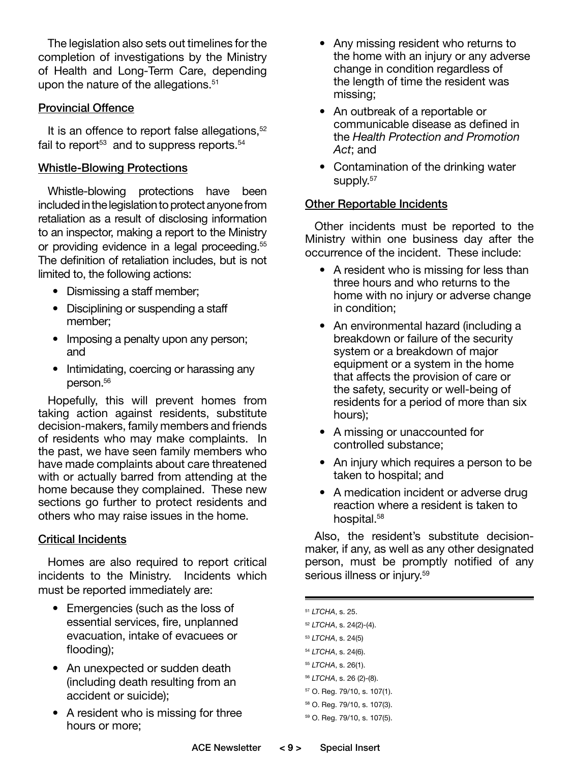The legislation also sets out timelines for the completion of investigations by the Ministry of Health and Long-Term Care, depending upon the nature of the allegations.[51]

## Provincial Offence

It is an offence to report false allegations,[52] fail to report[53] and to suppress reports.[54]

## Whistle-Blowing Protections

Whistle-blowing protections have been included in the legislation to protect anyone from retaliation as a result of disclosing information to an inspector, making a report to the Ministry or providing evidence in a legal proceeding.[55] The definition of retaliation includes, but is not limited to, the following actions:

- Dismissing a staff member;
- Disciplining or suspending a staff member;
- Imposing a penalty upon any person; and
- Intimidating, coercing or harassing any person.[56]

Hopefully, this will prevent homes from taking action against residents, substitute decision-makers, family members and friends of residents who may make complaints. In the past, we have seen family members who have made complaints about care threatened with or actually barred from attending at the home because they complained. These new sections go further to protect residents and others who may raise issues in the home.

## Critical Incidents

Homes are also required to report critical incidents to the Ministry. Incidents which must be reported immediately are:

- Emergencies (such as the loss of essential services, fire, unplanned evacuation, intake of evacuees or flooding);
- An unexpected or sudden death (including death resulting from an accident or suicide);
- A resident who is missing for three hours or more;
- Any missing resident who returns to the home with an injury or any adverse change in condition regardless of the length of time the resident was missing;
- An outbreak of a reportable or communicable disease as defined in the *Health Protection and Promotion Act*; and
- Contamination of the drinking water supply.[57]

## Other Reportable Incidents

Other incidents must be reported to the Ministry within one business day after the occurrence of the incident. These include:

- A resident who is missing for less than three hours and who returns to the home with no injury or adverse change in condition;
- An environmental hazard (including a breakdown or failure of the security system or a breakdown of major equipment or a system in the home that affects the provision of care or the safety, security or well-being of residents for a period of more than six hours);
- A missing or unaccounted for controlled substance;
- An injury which requires a person to be taken to hospital; and
- A medication incident or adverse drug reaction where a resident is taken to hospital.[58]

Also, the resident's substitute decision-maker, if any, as well as any other designated person, must be promptly notified of any serious illness or injury.[59]

---

[51] *LTCHA*, s. 25.

[52] *LTCHA*, s. 24(2)-(4).

[53] *LTCHA*, s. 24(5)

[54] *LTCHA*, s. 24(6).

[55] *LTCHA*, s. 26(1).

[56] *LTCHA*, s. 26 (2)-(8).

[57] O. Reg. 79/10, s. 107(1).

[58] O. Reg. 79/10, s. 107(3).

[59] O. Reg. 79/10, s. 107(5).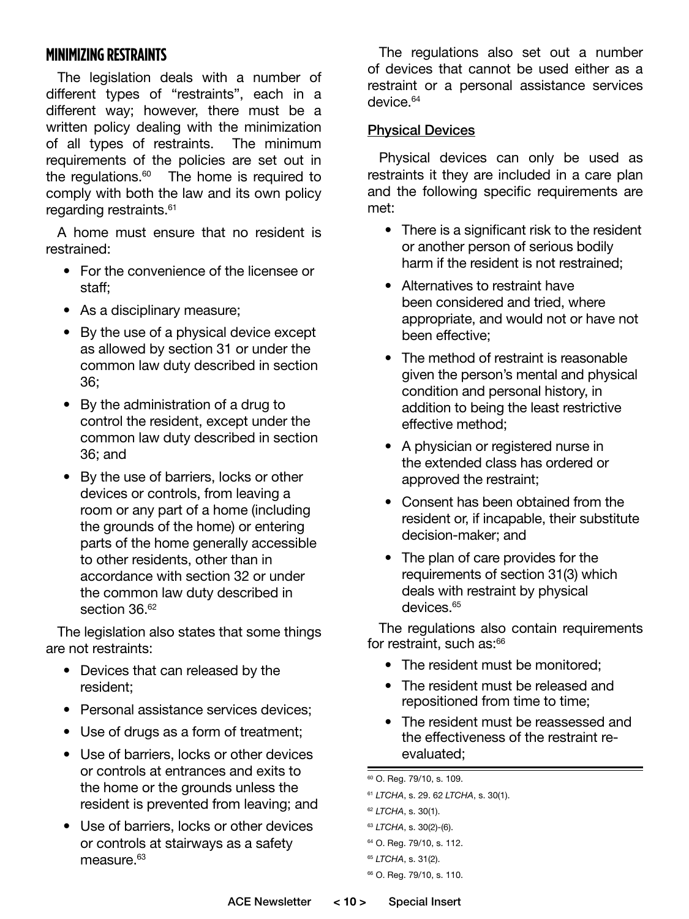## MINIMIZING RESTRAINTS

The legislation deals with a number of different types of "restraints", each in a different way; however, there must be a written policy dealing with the minimization of all types of restraints. The minimum requirements of the policies are set out in the regulations.[60] The home is required to comply with both the law and its own policy regarding restraints.[61]

A home must ensure that no resident is restrained:

- For the convenience of the licensee or staff;
- As a disciplinary measure;
- By the use of a physical device except as allowed by section 31 or under the common law duty described in section 36;
- By the administration of a drug to control the resident, except under the common law duty described in section 36; and
- By the use of barriers, locks or other devices or controls, from leaving a room or any part of a home (including the grounds of the home) or entering parts of the home generally accessible to other residents, other than in accordance with section 32 or under the common law duty described in section 36.[62]

The legislation also states that some things are not restraints:

- Devices that can released by the resident;
- Personal assistance services devices;
- Use of drugs as a form of treatment;
- Use of barriers, locks or other devices or controls at entrances and exits to the home or the grounds unless the resident is prevented from leaving; and
- Use of barriers, locks or other devices or controls at stairways as a safety measure.[63]

The regulations also set out a number of devices that cannot be used either as a restraint or a personal assistance services device.[64]

**Physical Devices**

Physical devices can only be used as restraints it they are included in a care plan and the following specific requirements are met:

- There is a significant risk to the resident or another person of serious bodily harm if the resident is not restrained;
- Alternatives to restraint have been considered and tried, where appropriate, and would not or have not been effective;
- The method of restraint is reasonable given the person's mental and physical condition and personal history, in addition to being the least restrictive effective method;
- A physician or registered nurse in the extended class has ordered or approved the restraint;
- Consent has been obtained from the resident or, if incapable, their substitute decision-maker; and
- The plan of care provides for the requirements of section 31(3) which deals with restraint by physical devices.[65]

The regulations also contain requirements for restraint, such as:[66]

- The resident must be monitored;
- The resident must be released and repositioned from time to time;
- The resident must be reassessed and the effectiveness of the restraint re-evaluated;

---

[60] O. Reg. 79/10, s. 109.

[61] *LTCHA*, s. 29. 62 *LTCHA*, s. 30(1).

[62] *LTCHA*, s. 30(1).

[63] *LTCHA*, s. 30(2)-(6).

[64] O. Reg. 79/10, s. 112.

[65] *LTCHA*, s. 31(2).

[66] O. Reg. 79/10, s. 110.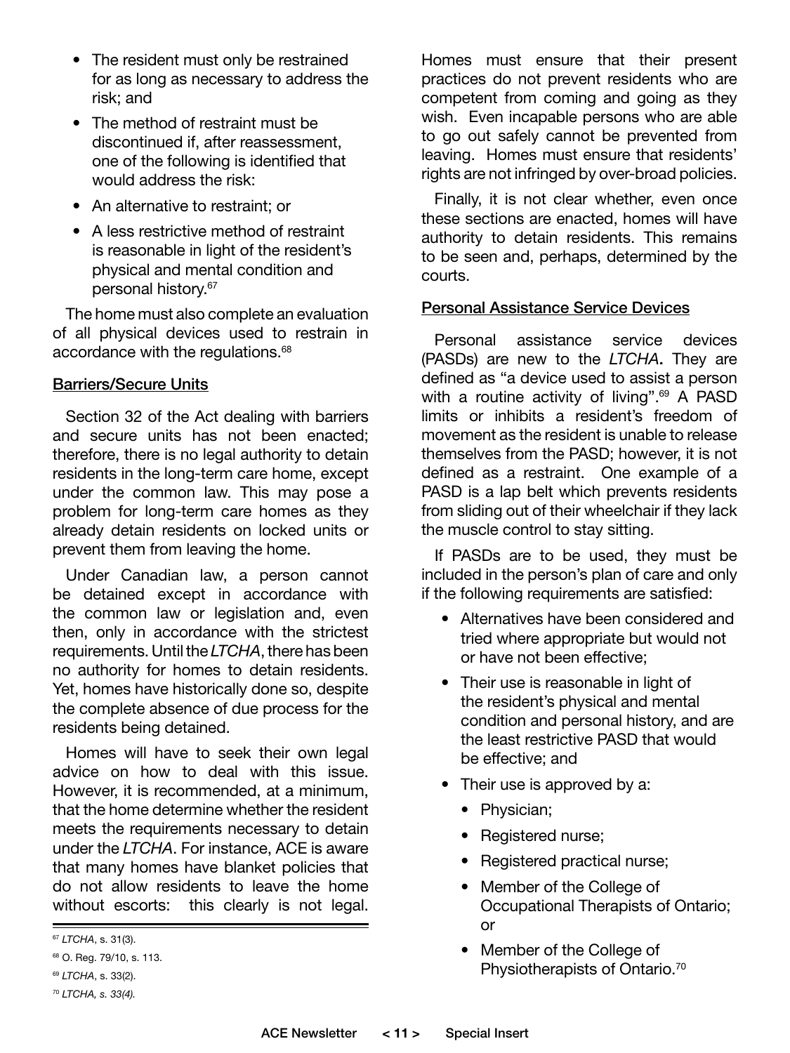- The resident must only be restrained for as long as necessary to address the risk; and
- The method of restraint must be discontinued if, after reassessment, one of the following is identified that would address the risk:
- An alternative to restraint; or
- A less restrictive method of restraint is reasonable in light of the resident's physical and mental condition and personal history.[67]

The home must also complete an evaluation of all physical devices used to restrain in accordance with the regulations.[68]

## Barriers/Secure Units

Section 32 of the Act dealing with barriers and secure units has not been enacted; therefore, there is no legal authority to detain residents in the long-term care home, except under the common law. This may pose a problem for long-term care homes as they already detain residents on locked units or prevent them from leaving the home.

Under Canadian law, a person cannot be detained except in accordance with the common law or legislation and, even then, only in accordance with the strictest requirements. Until the *LTCHA*, there has been no authority for homes to detain residents. Yet, homes have historically done so, despite the complete absence of due process for the residents being detained.

Homes will have to seek their own legal advice on how to deal with this issue. However, it is recommended, at a minimum, that the home determine whether the resident meets the requirements necessary to detain under the *LTCHA*. For instance, ACE is aware that many homes have blanket policies that do not allow residents to leave the home without escorts: this clearly is not legal. Homes must ensure that their present practices do not prevent residents who are competent from coming and going as they wish. Even incapable persons who are able to go out safely cannot be prevented from leaving. Homes must ensure that residents' rights are not infringed by over-broad policies.

Finally, it is not clear whether, even once these sections are enacted, homes will have authority to detain residents. This remains to be seen and, perhaps, determined by the courts.

## Personal Assistance Service Devices

Personal assistance service devices (PASDs) are new to the *LTCHA*. They are defined as "a device used to assist a person with a routine activity of living".[69] A PASD limits or inhibits a resident's freedom of movement as the resident is unable to release themselves from the PASD; however, it is not defined as a restraint. One example of a PASD is a lap belt which prevents residents from sliding out of their wheelchair if they lack the muscle control to stay sitting.

If PASDs are to be used, they must be included in the person's plan of care and only if the following requirements are satisfied:

- Alternatives have been considered and tried where appropriate but would not or have not been effective;
- Their use is reasonable in light of the resident's physical and mental condition and personal history, and are the least restrictive PASD that would be effective; and
- Their use is approved by a:
  - Physician;
  - Registered nurse;
  - Registered practical nurse;
  - Member of the College of Occupational Therapists of Ontario; or
  - Member of the College of Physiotherapists of Ontario.[70]

---

[67] *LTCHA*, s. 31(3).

[68] O. Reg. 79/10, s. 113.

[69] *LTCHA*, s. 33(2).

[70] *LTCHA, s. 33(4).*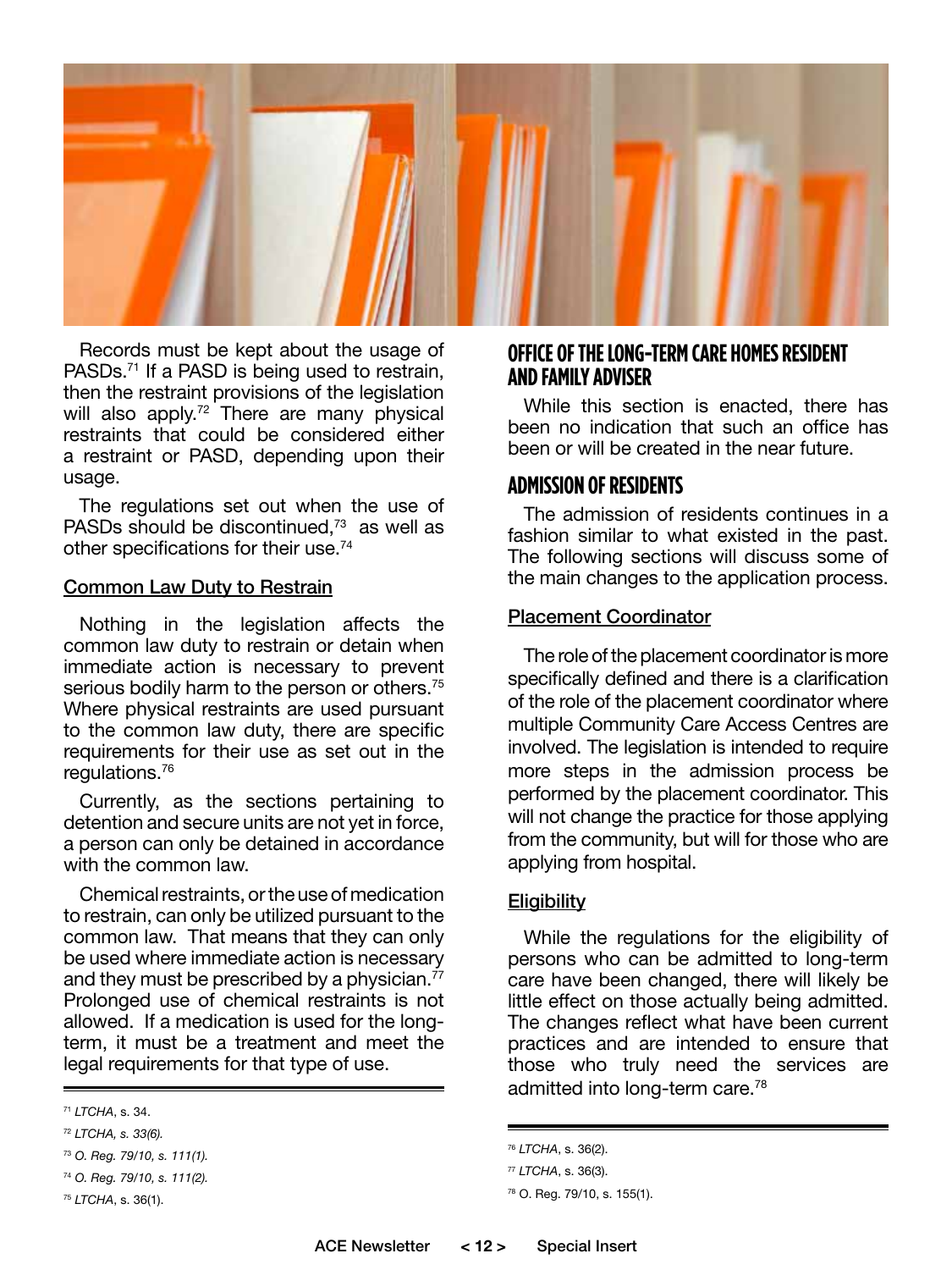Records must be kept about the usage of PASDs.[71] If a PASD is being used to restrain, then the restraint provisions of the legislation will also apply.[72] There are many physical restraints that could be considered either a restraint or PASD, depending upon their usage.

The regulations set out when the use of PASDs should be discontinued,[73] as well as other specifications for their use.[74]

### Common Law Duty to Restrain

Nothing in the legislation affects the common law duty to restrain or detain when immediate action is necessary to prevent serious bodily harm to the person or others.[75] Where physical restraints are used pursuant to the common law duty, there are specific requirements for their use as set out in the regulations.[76]

Currently, as the sections pertaining to detention and secure units are not yet in force, a person can only be detained in accordance with the common law.

Chemical restraints, or the use of medication to restrain, can only be utilized pursuant to the common law. That means that they can only be used where immediate action is necessary and they must be prescribed by a physician.[77] Prolonged use of chemical restraints is not allowed. If a medication is used for the long-term, it must be a treatment and meet the legal requirements for that type of use.

## OFFICE OF THE LONG-TERM CARE HOMES RESIDENT AND FAMILY ADVISER

While this section is enacted, there has been no indication that such an office has been or will be created in the near future.

## ADMISSION OF RESIDENTS

The admission of residents continues in a fashion similar to what existed in the past. The following sections will discuss some of the main changes to the application process.

### Placement Coordinator

The role of the placement coordinator is more specifically defined and there is a clarification of the role of the placement coordinator where multiple Community Care Access Centres are involved. The legislation is intended to require more steps in the admission process be performed by the placement coordinator. This will not change the practice for those applying from the community, but will for those who are applying from hospital.

### Eligibility

While the regulations for the eligibility of persons who can be admitted to long-term care have been changed, there will likely be little effect on those actually being admitted. The changes reflect what have been current practices and are intended to ensure that those who truly need the services are admitted into long-term care.[78]

---

[71] *LTCHA*, s. 34.

[72] *LTCHA, s. 33(6).*

[73] *O. Reg. 79/10, s. 111(1).*

[74] *O. Reg. 79/10, s. 111(2).*

[75] *LTCHA*, s. 36(1).

[76] *LTCHA*, s. 36(2).

[77] *LTCHA*, s. 36(3).

[78] O. Reg. 79/10, s. 155(1).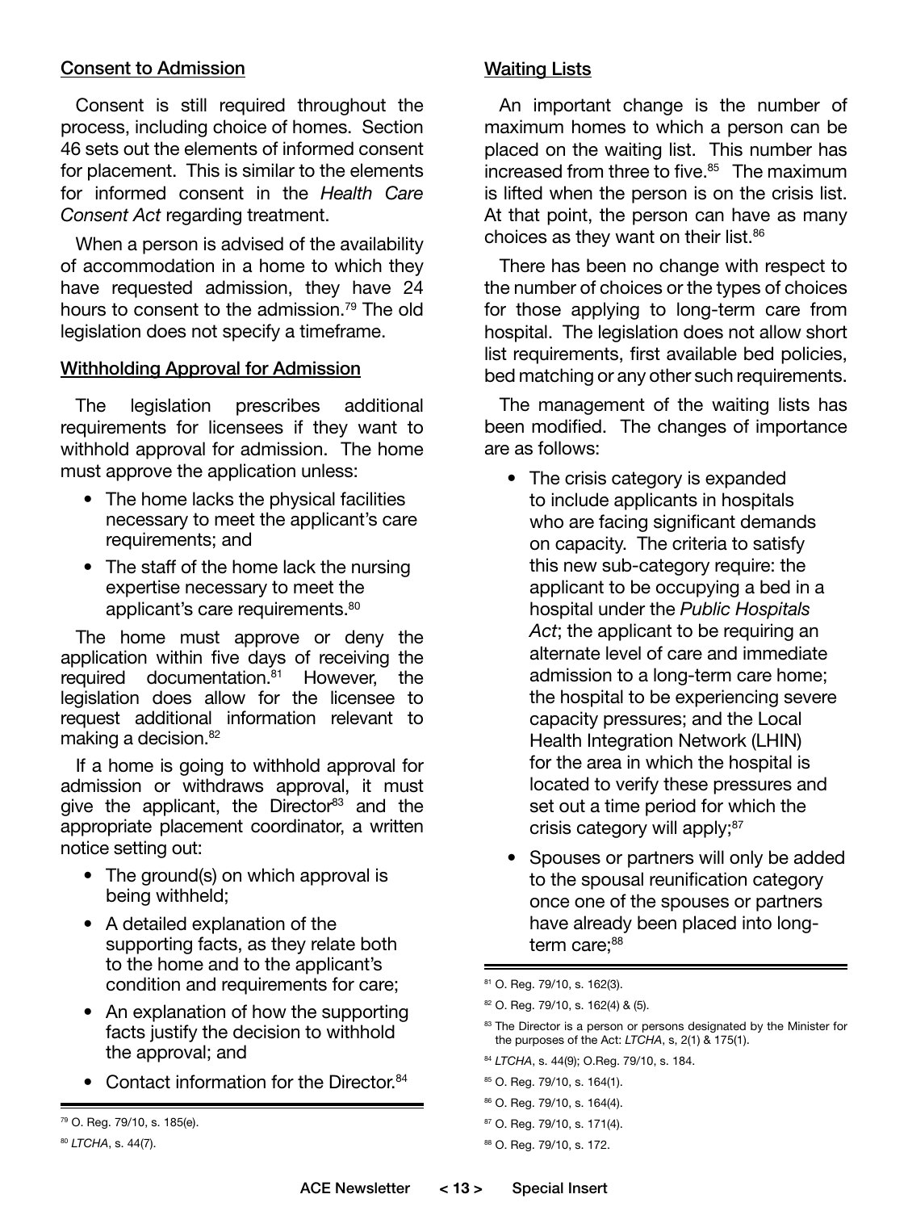### Consent to Admission

Consent is still required throughout the process, including choice of homes. Section 46 sets out the elements of informed consent for placement. This is similar to the elements for informed consent in the *Health Care Consent Act* regarding treatment.

When a person is advised of the availability of accommodation in a home to which they have requested admission, they have 24 hours to consent to the admission.[79] The old legislation does not specify a timeframe.

### Withholding Approval for Admission

The legislation prescribes additional requirements for licensees if they want to withhold approval for admission. The home must approve the application unless:

- The home lacks the physical facilities necessary to meet the applicant's care requirements; and
- The staff of the home lack the nursing expertise necessary to meet the applicant's care requirements.[80]

The home must approve or deny the application within five days of receiving the required documentation.[81] However, the legislation does allow for the licensee to request additional information relevant to making a decision.[82]

If a home is going to withhold approval for admission or withdraws approval, it must give the applicant, the Director[83] and the appropriate placement coordinator, a written notice setting out:

- The ground(s) on which approval is being withheld;
- A detailed explanation of the supporting facts, as they relate both to the home and to the applicant's condition and requirements for care;
- An explanation of how the supporting facts justify the decision to withhold the approval; and
- Contact information for the Director.[84]

### Waiting Lists

An important change is the number of maximum homes to which a person can be placed on the waiting list. This number has increased from three to five.[85] The maximum is lifted when the person is on the crisis list. At that point, the person can have as many choices as they want on their list.[86]

There has been no change with respect to the number of choices or the types of choices for those applying to long-term care from hospital. The legislation does not allow short list requirements, first available bed policies, bed matching or any other such requirements.

The management of the waiting lists has been modified. The changes of importance are as follows:

- The crisis category is expanded to include applicants in hospitals who are facing significant demands on capacity. The criteria to satisfy this new sub-category require: the applicant to be occupying a bed in a hospital under the *Public Hospitals Act*; the applicant to be requiring an alternate level of care and immediate admission to a long-term care home; the hospital to be experiencing severe capacity pressures; and the Local Health Integration Network (LHIN) for the area in which the hospital is located to verify these pressures and set out a time period for which the crisis category will apply;[87]
- Spouses or partners will only be added to the spousal reunification category once one of the spouses or partners have already been placed into long-term care;[88]

---

[79] O. Reg. 79/10, s. 185(e).

[80] *LTCHA*, s. 44(7).

[81] O. Reg. 79/10, s. 162(3).

[82] O. Reg. 79/10, s. 162(4) & (5).

[83] The Director is a person or persons designated by the Minister for the purposes of the Act: *LTCHA*, s, 2(1) & 175(1).

[84] *LTCHA*, s. 44(9); O.Reg. 79/10, s. 184.

[85] O. Reg. 79/10, s. 164(1).

[86] O. Reg. 79/10, s. 164(4).

[87] O. Reg. 79/10, s. 171(4).

[88] O. Reg. 79/10, s. 172.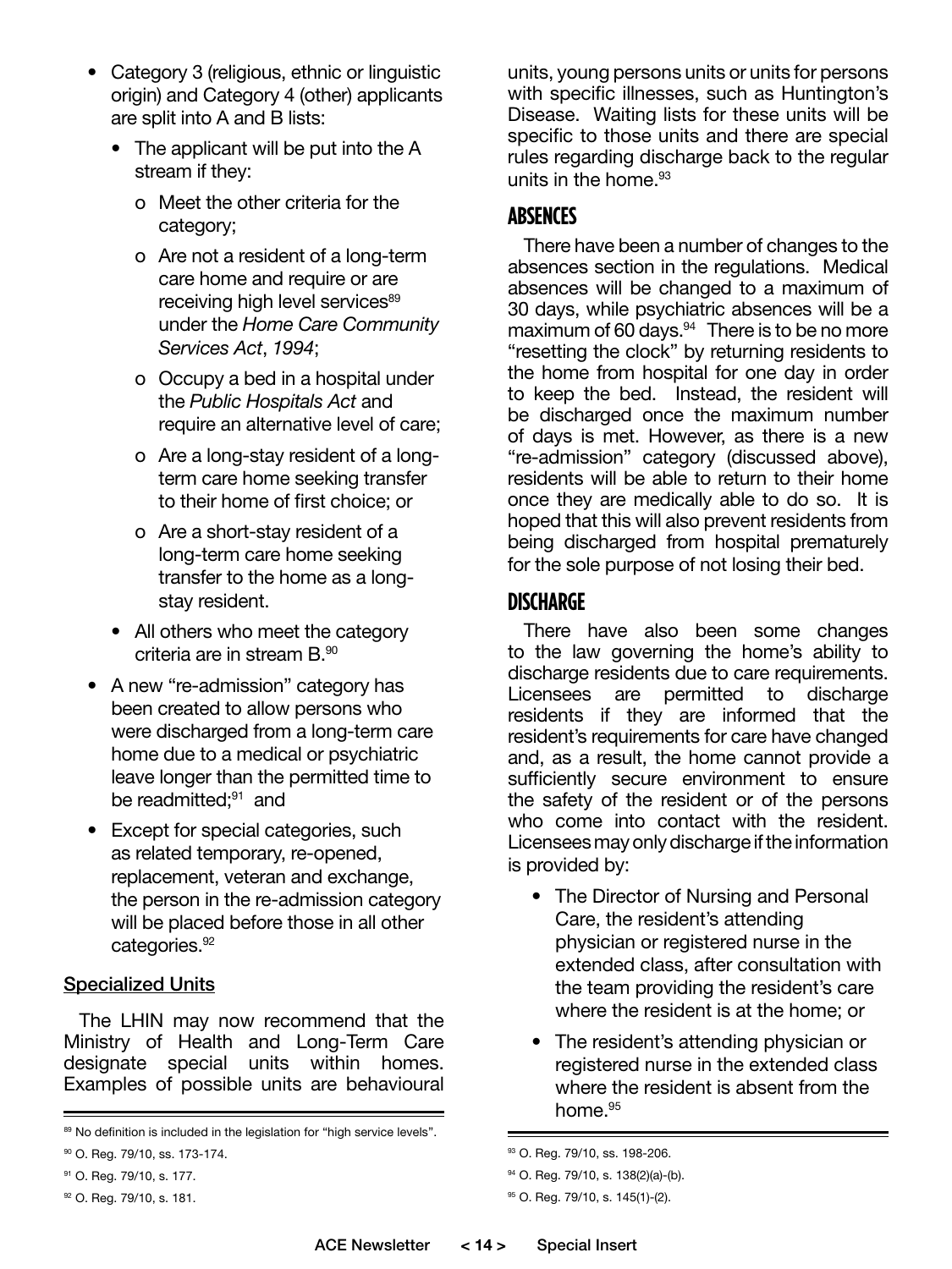- Category 3 (religious, ethnic or linguistic origin) and Category 4 (other) applicants are split into A and B lists:
  - The applicant will be put into the A stream if they:
    - o Meet the other criteria for the category;
    - o Are not a resident of a long-term care home and require or are receiving high level services[89] under the *Home Care Community Services Act, 1994*;
    - o Occupy a bed in a hospital under the *Public Hospitals Act* and require an alternative level of care;
    - o Are a long-stay resident of a long-term care home seeking transfer to their home of first choice; or
    - o Are a short-stay resident of a long-term care home seeking transfer to the home as a long-stay resident.
  - All others who meet the category criteria are in stream B.[90]
- A new "re-admission" category has been created to allow persons who were discharged from a long-term care home due to a medical or psychiatric leave longer than the permitted time to be readmitted;[91] and
- Except for special categories, such as related temporary, re-opened, replacement, veteran and exchange, the person in the re-admission category will be placed before those in all other categories.[92]

<u>Specialized Units</u>

The LHIN may now recommend that the Ministry of Health and Long-Term Care designate special units within homes. Examples of possible units are behavioural units, young persons units or units for persons with specific illnesses, such as Huntington's Disease. Waiting lists for these units will be specific to those units and there are special rules regarding discharge back to the regular units in the home.[93]

## ABSENCES

There have been a number of changes to the absences section in the regulations. Medical absences will be changed to a maximum of 30 days, while psychiatric absences will be a maximum of 60 days.[94] There is to be no more "resetting the clock" by returning residents to the home from hospital for one day in order to keep the bed. Instead, the resident will be discharged once the maximum number of days is met. However, as there is a new "re-admission" category (discussed above), residents will be able to return to their home once they are medically able to do so. It is hoped that this will also prevent residents from being discharged from hospital prematurely for the sole purpose of not losing their bed.

## DISCHARGE

There have also been some changes to the law governing the home's ability to discharge residents due to care requirements. Licensees are permitted to discharge residents if they are informed that the resident's requirements for care have changed and, as a result, the home cannot provide a sufficiently secure environment to ensure the safety of the resident or of the persons who come into contact with the resident. Licensees may only discharge if the information is provided by:

- The Director of Nursing and Personal Care, the resident's attending physician or registered nurse in the extended class, after consultation with the team providing the resident's care where the resident is at the home; or
- The resident's attending physician or registered nurse in the extended class where the resident is absent from the home.[95]

---

[89] No definition is included in the legislation for "high service levels".

[90] O. Reg. 79/10, ss. 173-174.

[91] O. Reg. 79/10, s. 177.

[92] O. Reg. 79/10, s. 181.

[93] O. Reg. 79/10, ss. 198-206.

[94] O. Reg. 79/10, s. 138(2)(a)-(b).

[95] O. Reg. 79/10, s. 145(1)-(2).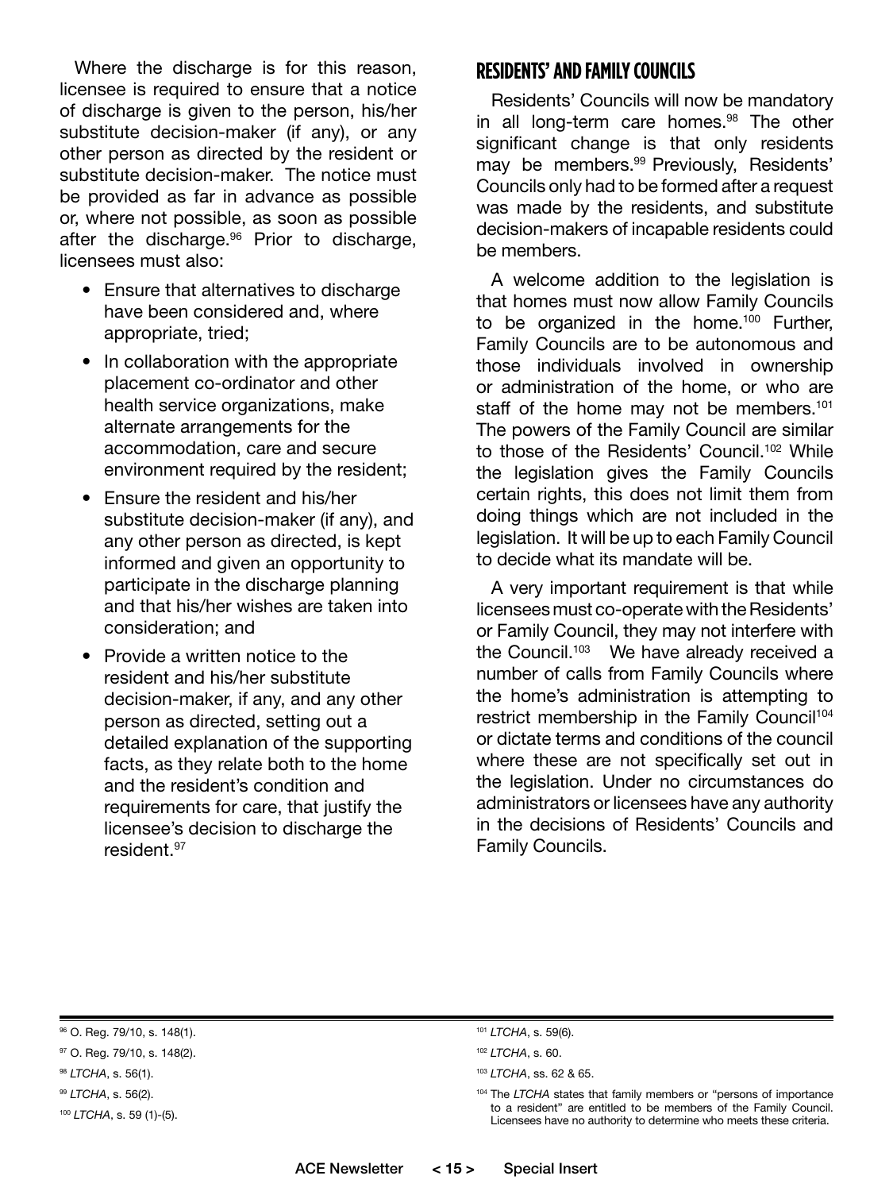Where the discharge is for this reason, licensee is required to ensure that a notice of discharge is given to the person, his/her substitute decision-maker (if any), or any other person as directed by the resident or substitute decision-maker. The notice must be provided as far in advance as possible or, where not possible, as soon as possible after the discharge.[96] Prior to discharge, licensees must also:

- Ensure that alternatives to discharge have been considered and, where appropriate, tried;
- In collaboration with the appropriate placement co-ordinator and other health service organizations, make alternate arrangements for the accommodation, care and secure environment required by the resident;
- Ensure the resident and his/her substitute decision-maker (if any), and any other person as directed, is kept informed and given an opportunity to participate in the discharge planning and that his/her wishes are taken into consideration; and
- Provide a written notice to the resident and his/her substitute decision-maker, if any, and any other person as directed, setting out a detailed explanation of the supporting facts, as they relate both to the home and the resident's condition and requirements for care, that justify the licensee's decision to discharge the resident.[97]

## RESIDENTS' AND FAMILY COUNCILS

Residents' Councils will now be mandatory in all long-term care homes.[98] The other significant change is that only residents may be members.[99] Previously, Residents' Councils only had to be formed after a request was made by the residents, and substitute decision-makers of incapable residents could be members.

A welcome addition to the legislation is that homes must now allow Family Councils to be organized in the home.[100] Further, Family Councils are to be autonomous and those individuals involved in ownership or administration of the home, or who are staff of the home may not be members.[101] The powers of the Family Council are similar to those of the Residents' Council.[102] While the legislation gives the Family Councils certain rights, this does not limit them from doing things which are not included in the legislation. It will be up to each Family Council to decide what its mandate will be.

A very important requirement is that while licensees must co-operate with the Residents' or Family Council, they may not interfere with the Council.[103] We have already received a number of calls from Family Councils where the home's administration is attempting to restrict membership in the Family Council[104] or dictate terms and conditions of the council where these are not specifically set out in the legislation. Under no circumstances do administrators or licensees have any authority in the decisions of Residents' Councils and Family Councils.

---

[96] O. Reg. 79/10, s. 148(1).

[97] O. Reg. 79/10, s. 148(2).

[98] *LTCHA*, s. 56(1).

[99] *LTCHA*, s. 56(2).

[100] *LTCHA*, s. 59 (1)-(5).

[101] *LTCHA*, s. 59(6).

[102] *LTCHA*, s. 60.

[103] *LTCHA*, ss. 62 & 65.

[104] The *LTCHA* states that family members or "persons of importance to a resident" are entitled to be members of the Family Council. Licensees have no authority to determine who meets these criteria.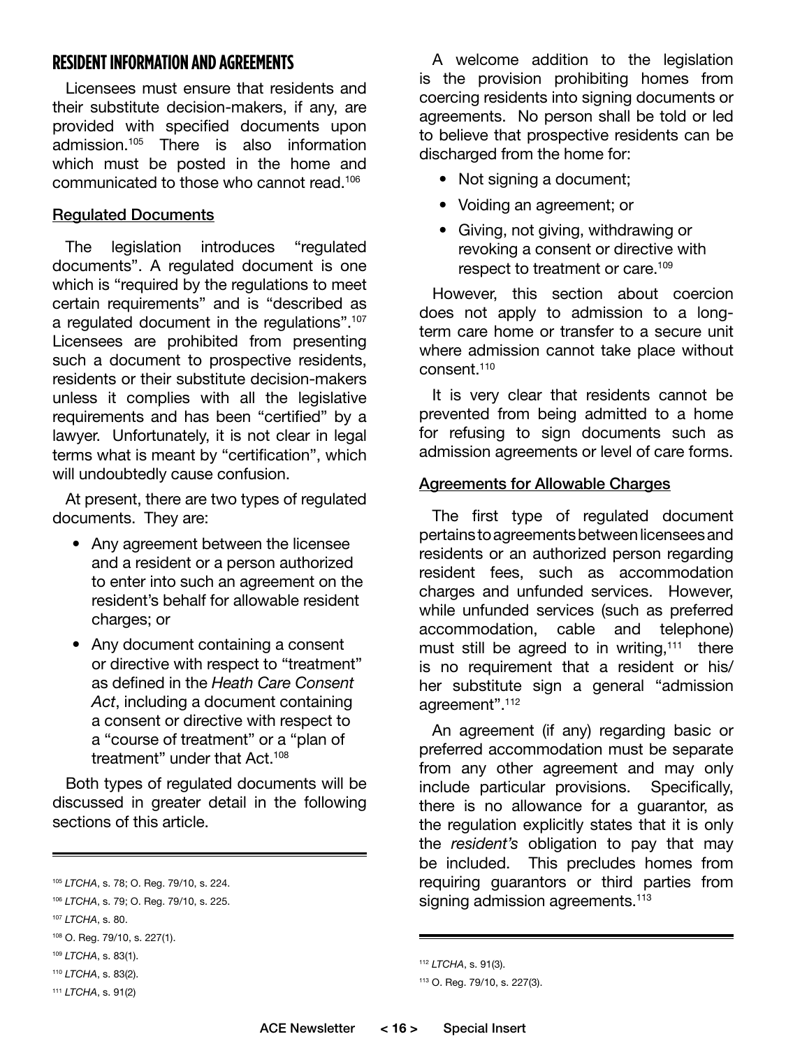## RESIDENT INFORMATION AND AGREEMENTS

Licensees must ensure that residents and their substitute decision-makers, if any, are provided with specified documents upon admission.[105] There is also information which must be posted in the home and communicated to those who cannot read.[106]

### Regulated Documents

The legislation introduces "regulated documents". A regulated document is one which is "required by the regulations to meet certain requirements" and is "described as a regulated document in the regulations".[107] Licensees are prohibited from presenting such a document to prospective residents, residents or their substitute decision-makers unless it complies with all the legislative requirements and has been "certified" by a lawyer. Unfortunately, it is not clear in legal terms what is meant by "certification", which will undoubtedly cause confusion.

At present, there are two types of regulated documents. They are:

- Any agreement between the licensee and a resident or a person authorized to enter into such an agreement on the resident's behalf for allowable resident charges; or
- Any document containing a consent or directive with respect to "treatment" as defined in the *Heath Care Consent Act*, including a document containing a consent or directive with respect to a "course of treatment" or a "plan of treatment" under that Act.[108]

Both types of regulated documents will be discussed in greater detail in the following sections of this article.

A welcome addition to the legislation is the provision prohibiting homes from coercing residents into signing documents or agreements. No person shall be told or led to believe that prospective residents can be discharged from the home for:

- Not signing a document;
- Voiding an agreement; or
- Giving, not giving, withdrawing or revoking a consent or directive with respect to treatment or care.[109]

However, this section about coercion does not apply to admission to a long-term care home or transfer to a secure unit where admission cannot take place without consent.[110]

It is very clear that residents cannot be prevented from being admitted to a home for refusing to sign documents such as admission agreements or level of care forms.

### Agreements for Allowable Charges

The first type of regulated document pertains to agreements between licensees and residents or an authorized person regarding resident fees, such as accommodation charges and unfunded services. However, while unfunded services (such as preferred accommodation, cable and telephone) must still be agreed to in writing,[111] there is no requirement that a resident or his/her substitute sign a general "admission agreement".[112]

An agreement (if any) regarding basic or preferred accommodation must be separate from any other agreement and may only include particular provisions. Specifically, there is no allowance for a guarantor, as the regulation explicitly states that it is only the *resident's* obligation to pay that may be included. This precludes homes from requiring guarantors or third parties from signing admission agreements.[113]

---

[105] *LTCHA*, s. 78; O. Reg. 79/10, s. 224.

[106] *LTCHA*, s. 79; O. Reg. 79/10, s. 225.

[107] *LTCHA*, s. 80.

[108] O. Reg. 79/10, s. 227(1).

[109] *LTCHA*, s. 83(1).

[110] *LTCHA*, s. 83(2).

[111] *LTCHA*, s. 91(2)

[112] *LTCHA*, s. 91(3).

[113] O. Reg. 79/10, s. 227(3).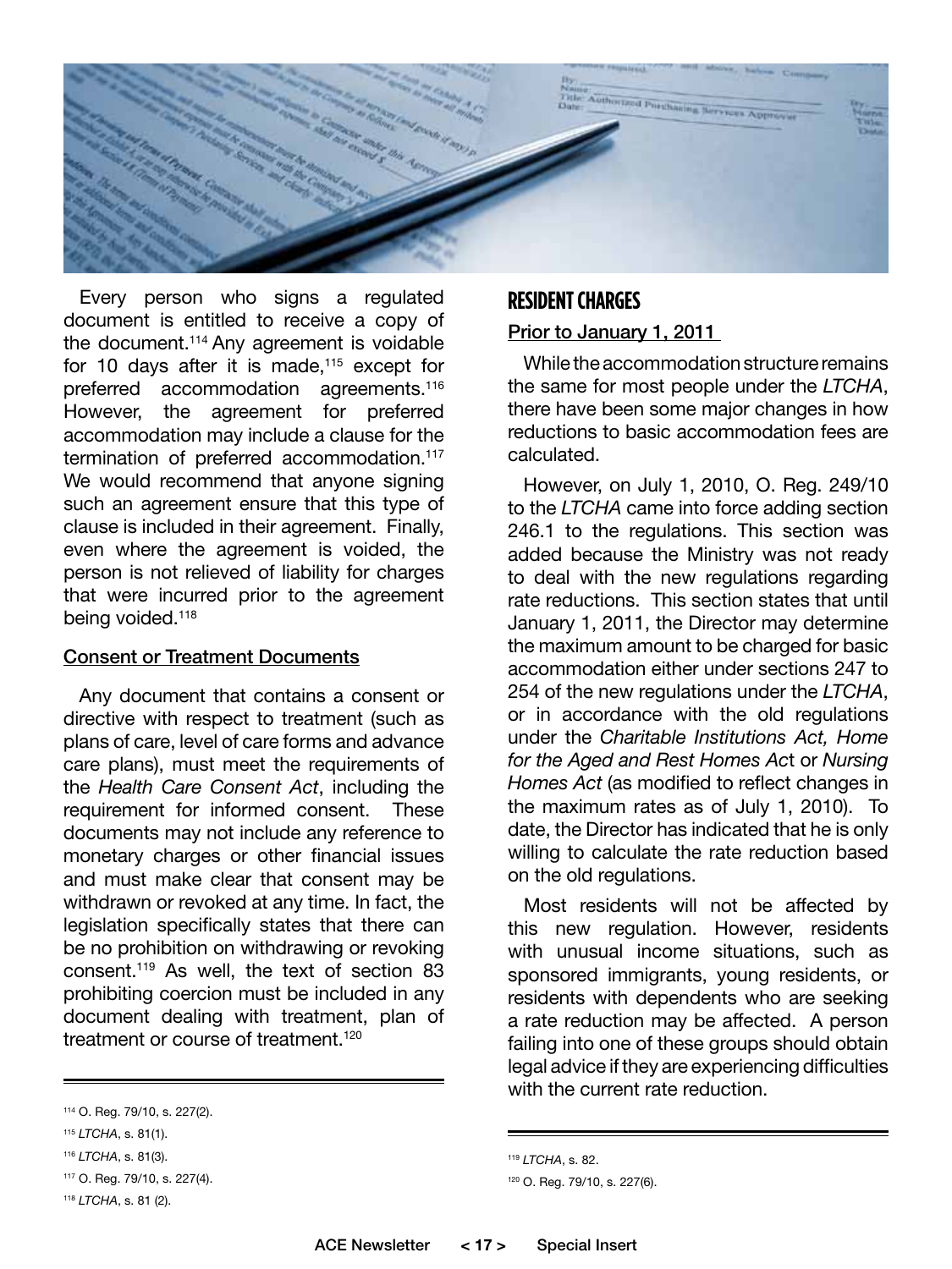Every person who signs a regulated document is entitled to receive a copy of the document.[114] Any agreement is voidable for 10 days after it is made,[115] except for preferred accommodation agreements.[116] However, the agreement for preferred accommodation may include a clause for the termination of preferred accommodation.[117] We would recommend that anyone signing such an agreement ensure that this type of clause is included in their agreement. Finally, even where the agreement is voided, the person is not relieved of liability for charges that were incurred prior to the agreement being voided.[118]

### Consent or Treatment Documents

Any document that contains a consent or directive with respect to treatment (such as plans of care, level of care forms and advance care plans), must meet the requirements of the *Health Care Consent Act*, including the requirement for informed consent. These documents may not include any reference to monetary charges or other financial issues and must make clear that consent may be withdrawn or revoked at any time. In fact, the legislation specifically states that there can be no prohibition on withdrawing or revoking consent.[119] As well, the text of section 83 prohibiting coercion must be included in any document dealing with treatment, plan of treatment or course of treatment.[120]

## RESIDENT CHARGES

### Prior to January 1, 2011

While the accommodation structure remains the same for most people under the *LTCHA*, there have been some major changes in how reductions to basic accommodation fees are calculated.

However, on July 1, 2010, O. Reg. 249/10 to the *LTCHA* came into force adding section 246.1 to the regulations. This section was added because the Ministry was not ready to deal with the new regulations regarding rate reductions. This section states that until January 1, 2011, the Director may determine the maximum amount to be charged for basic accommodation either under sections 247 to 254 of the new regulations under the *LTCHA*, or in accordance with the old regulations under the *Charitable Institutions Act, Home for the Aged and Rest Homes Ac*t or *Nursing Homes Act* (as modified to reflect changes in the maximum rates as of July 1, 2010). To date, the Director has indicated that he is only willing to calculate the rate reduction based on the old regulations.

Most residents will not be affected by this new regulation. However, residents with unusual income situations, such as sponsored immigrants, young residents, or residents with dependents who are seeking a rate reduction may be affected. A person failing into one of these groups should obtain legal advice if they are experiencing difficulties with the current rate reduction.

---

[114] O. Reg. 79/10, s. 227(2).

[115] *LTCHA*, s. 81(1).

[116] *LTCHA*, s. 81(3).

[117] O. Reg. 79/10, s. 227(4).

[118] *LTCHA*, s. 81 (2).

[119] *LTCHA*, s. 82.

[120] O. Reg. 79/10, s. 227(6).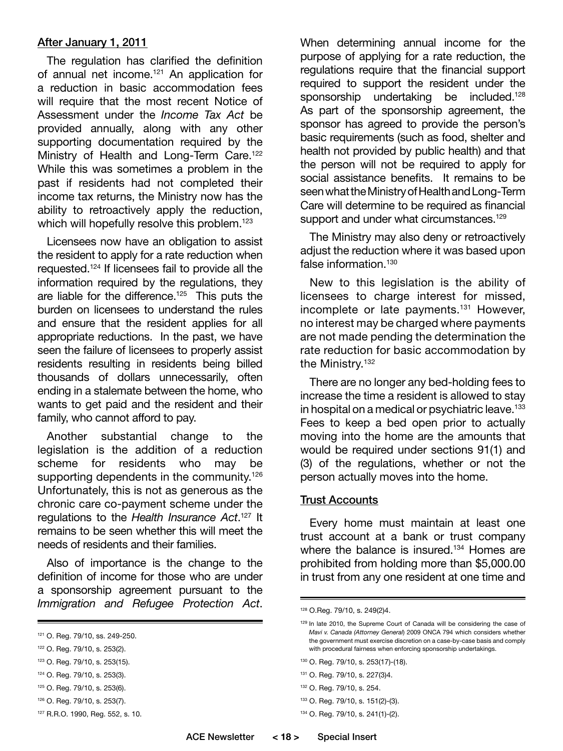## After January 1, 2011

The regulation has clarified the definition of annual net income.[121] An application for a reduction in basic accommodation fees will require that the most recent Notice of Assessment under the *Income Tax Act* be provided annually, along with any other supporting documentation required by the Ministry of Health and Long-Term Care.[122] While this was sometimes a problem in the past if residents had not completed their income tax returns, the Ministry now has the ability to retroactively apply the reduction, which will hopefully resolve this problem.[123]

Licensees now have an obligation to assist the resident to apply for a rate reduction when requested.[124] If licensees fail to provide all the information required by the regulations, they are liable for the difference.[125] This puts the burden on licensees to understand the rules and ensure that the resident applies for all appropriate reductions. In the past, we have seen the failure of licensees to properly assist residents resulting in residents being billed thousands of dollars unnecessarily, often ending in a stalemate between the home, who wants to get paid and the resident and their family, who cannot afford to pay.

Another substantial change to the legislation is the addition of a reduction scheme for residents who may be supporting dependents in the community.[126] Unfortunately, this is not as generous as the chronic care co-payment scheme under the regulations to the *Health Insurance Act*.[127] It remains to be seen whether this will meet the needs of residents and their families.

Also of importance is the change to the definition of income for those who are under a sponsorship agreement pursuant to the *Immigration and Refugee Protection Act*. When determining annual income for the purpose of applying for a rate reduction, the regulations require that the financial support required to support the resident under the sponsorship undertaking be included.[128] As part of the sponsorship agreement, the sponsor has agreed to provide the person's basic requirements (such as food, shelter and health not provided by public health) and that the person will not be required to apply for social assistance benefits. It remains to be seen what the Ministry of Health and Long-Term Care will determine to be required as financial support and under what circumstances.[129]

The Ministry may also deny or retroactively adjust the reduction where it was based upon false information.[130]

New to this legislation is the ability of licensees to charge interest for missed, incomplete or late payments.[131] However, no interest may be charged where payments are not made pending the determination the rate reduction for basic accommodation by the Ministry.[132]

There are no longer any bed-holding fees to increase the time a resident is allowed to stay in hospital on a medical or psychiatric leave.[133] Fees to keep a bed open prior to actually moving into the home are the amounts that would be required under sections 91(1) and (3) of the regulations, whether or not the person actually moves into the home.

## Trust Accounts

Every home must maintain at least one trust account at a bank or trust company where the balance is insured.[134] Homes are prohibited from holding more than $5,000.00 in trust from any one resident at one time and

---

[121] O. Reg. 79/10, ss. 249-250.

[122] O. Reg. 79/10, s. 253(2).

[123] O. Reg. 79/10, s. 253(15).

[124] O. Reg. 79/10, s. 253(3).

[125] O. Reg. 79/10, s. 253(6).

[126] O. Reg. 79/10, s. 253(7).

[127] R.R.O. 1990, Reg. 552, s. 10.

[128] O.Reg. 79/10, s. 249(2)4.

[129] In late 2010, the Supreme Court of Canada will be considering the case of *Mavi v. Canada (Attorney General)* 2009 ONCA 794 which considers whether the government must exercise discretion on a case-by-case basis and comply with procedural fairness when enforcing sponsorship undertakings.

[130] O. Reg. 79/10, s. 253(17)-(18).

[131] O. Reg. 79/10, s. 227(3)4.

[132] O. Reg. 79/10, s. 254.

[133] O. Reg. 79/10, s. 151(2)-(3).

[134] O. Reg. 79/10, s. 241(1)-(2).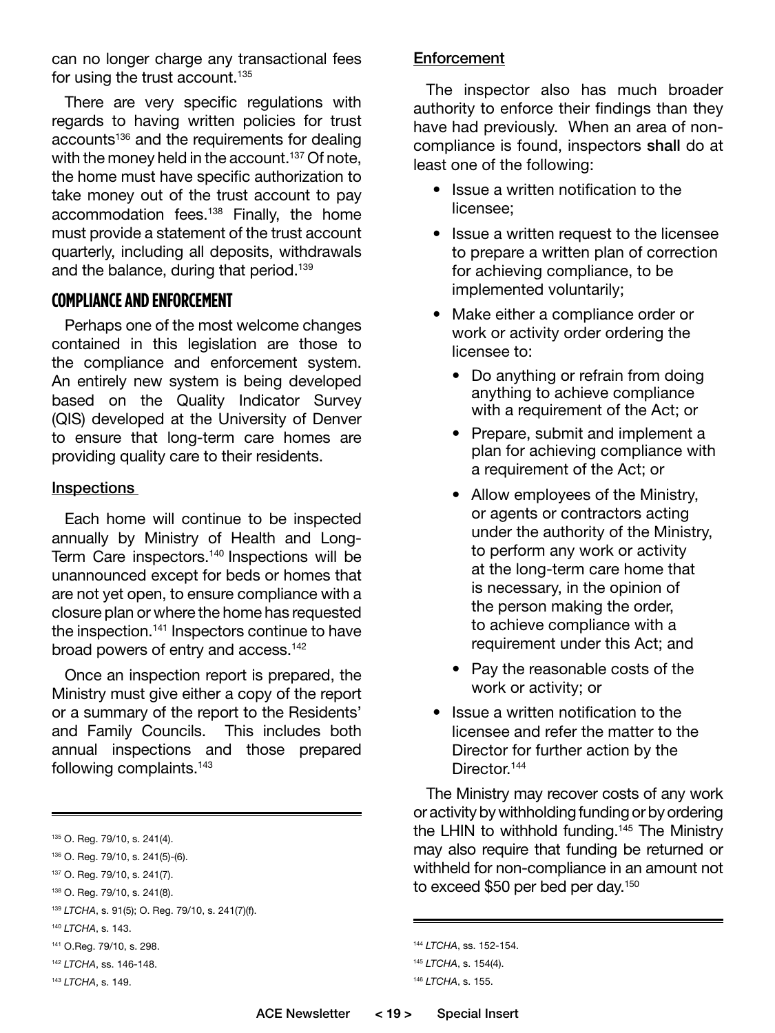can no longer charge any transactional fees for using the trust account.[135]

There are very specific regulations with regards to having written policies for trust accounts[136] and the requirements for dealing with the money held in the account.[137] Of note, the home must have specific authorization to take money out of the trust account to pay accommodation fees.[138] Finally, the home must provide a statement of the trust account quarterly, including all deposits, withdrawals and the balance, during that period.[139]

## COMPLIANCE AND ENFORCEMENT

Perhaps one of the most welcome changes contained in this legislation are those to the compliance and enforcement system. An entirely new system is being developed based on the Quality Indicator Survey (QIS) developed at the University of Denver to ensure that long-term care homes are providing quality care to their residents.

### Inspections

Each home will continue to be inspected annually by Ministry of Health and Long-Term Care inspectors.[140] Inspections will be unannounced except for beds or homes that are not yet open, to ensure compliance with a closure plan or where the home has requested the inspection.[141] Inspectors continue to have broad powers of entry and access.[142]

Once an inspection report is prepared, the Ministry must give either a copy of the report or a summary of the report to the Residents' and Family Councils. This includes both annual inspections and those prepared following complaints.[143]

### Enforcement

The inspector also has much broader authority to enforce their findings than they have had previously. When an area of non-compliance is found, inspectors **shall** do at least one of the following:

- Issue a written notification to the licensee;
- Issue a written request to the licensee to prepare a written plan of correction for achieving compliance, to be implemented voluntarily;
- Make either a compliance order or work or activity order ordering the licensee to:
  - Do anything or refrain from doing anything to achieve compliance with a requirement of the Act; or
  - Prepare, submit and implement a plan for achieving compliance with a requirement of the Act; or
  - Allow employees of the Ministry, or agents or contractors acting under the authority of the Ministry, to perform any work or activity at the long-term care home that is necessary, in the opinion of the person making the order, to achieve compliance with a requirement under this Act; and
  - Pay the reasonable costs of the work or activity; or
- Issue a written notification to the licensee and refer the matter to the Director for further action by the Director.[144]

The Ministry may recover costs of any work or activity by withholding funding or by ordering the LHIN to withhold funding.[145] The Ministry may also require that funding be returned or withheld for non-compliance in an amount not to exceed $50 per bed per day.[150]

---

135 O. Reg. 79/10, s. 241(4).

136 O. Reg. 79/10, s. 241(5)-(6).

137 O. Reg. 79/10, s. 241(7).

138 O. Reg. 79/10, s. 241(8).

139 *LTCHA*, s. 91(5); O. Reg. 79/10, s. 241(7)(f).

140 *LTCHA*, s. 143.

141 O.Reg. 79/10, s. 298.

142 *LTCHA*, ss. 146-148.

143 *LTCHA*, s. 149.

144 *LTCHA*, ss. 152-154.

145 *LTCHA*, s. 154(4).

146 *LTCHA*, s. 155.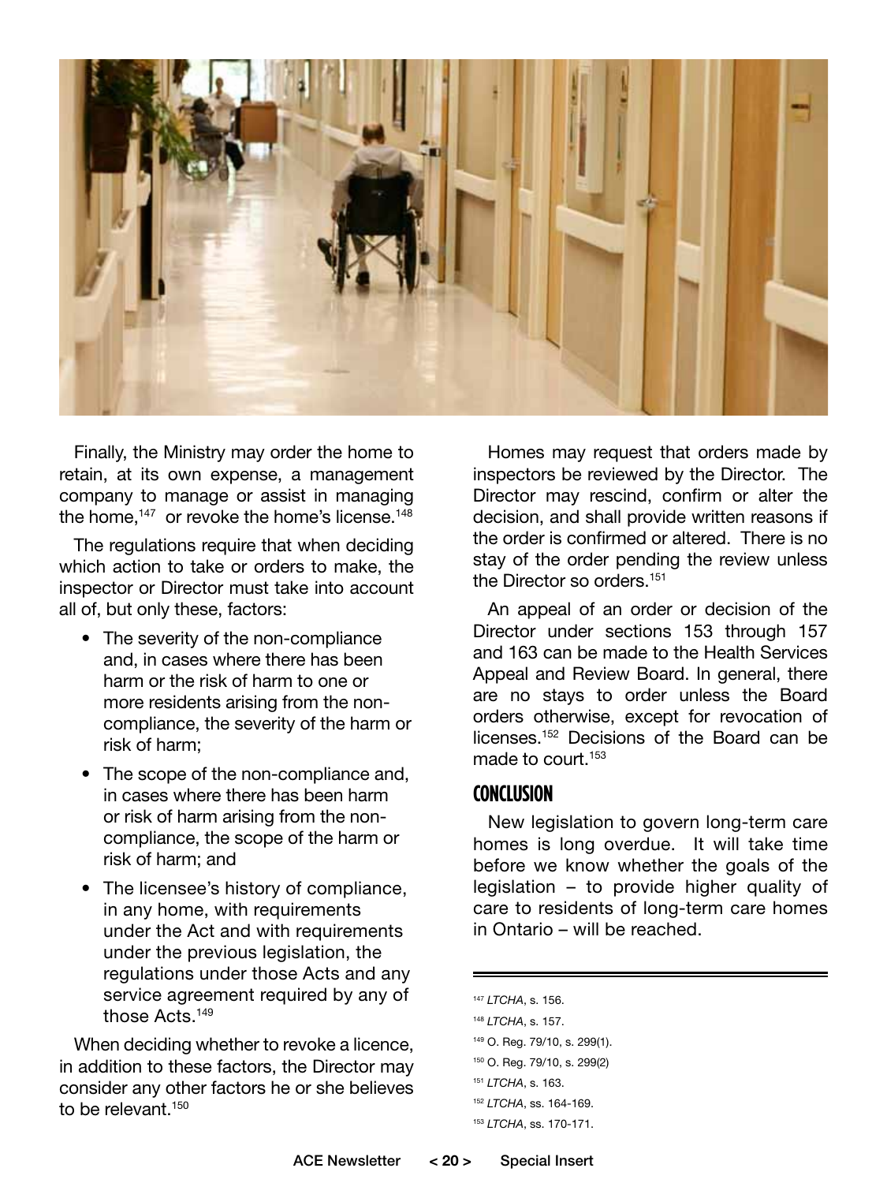Finally, the Ministry may order the home to retain, at its own expense, a management company to manage or assist in managing the home,[147] or revoke the home's license.[148]

The regulations require that when deciding which action to take or orders to make, the inspector or Director must take into account all of, but only these, factors:

- The severity of the non-compliance and, in cases where there has been harm or the risk of harm to one or more residents arising from the non-compliance, the severity of the harm or risk of harm;
- The scope of the non-compliance and, in cases where there has been harm or risk of harm arising from the non-compliance, the scope of the harm or risk of harm; and
- The licensee's history of compliance, in any home, with requirements under the Act and with requirements under the previous legislation, the regulations under those Acts and any service agreement required by any of those Acts.[149]

When deciding whether to revoke a licence, in addition to these factors, the Director may consider any other factors he or she believes to be relevant.[150]

Homes may request that orders made by inspectors be reviewed by the Director. The Director may rescind, confirm or alter the decision, and shall provide written reasons if the order is confirmed or altered. There is no stay of the order pending the review unless the Director so orders.[151]

An appeal of an order or decision of the Director under sections 153 through 157 and 163 can be made to the Health Services Appeal and Review Board. In general, there are no stays to order unless the Board orders otherwise, except for revocation of licenses.[152] Decisions of the Board can be made to court.[153]

## CONCLUSION

New legislation to govern long-term care homes is long overdue. It will take time before we know whether the goals of the legislation – to provide higher quality of care to residents of long-term care homes in Ontario – will be reached.

---

[147] *LTCHA*, s. 156.

[148] *LTCHA*, s. 157.

[149] O. Reg. 79/10, s. 299(1).

[150] O. Reg. 79/10, s. 299(2)

[151] *LTCHA*, s. 163.

[152] *LTCHA*, ss. 164-169.

[153] *LTCHA*, ss. 170-171.